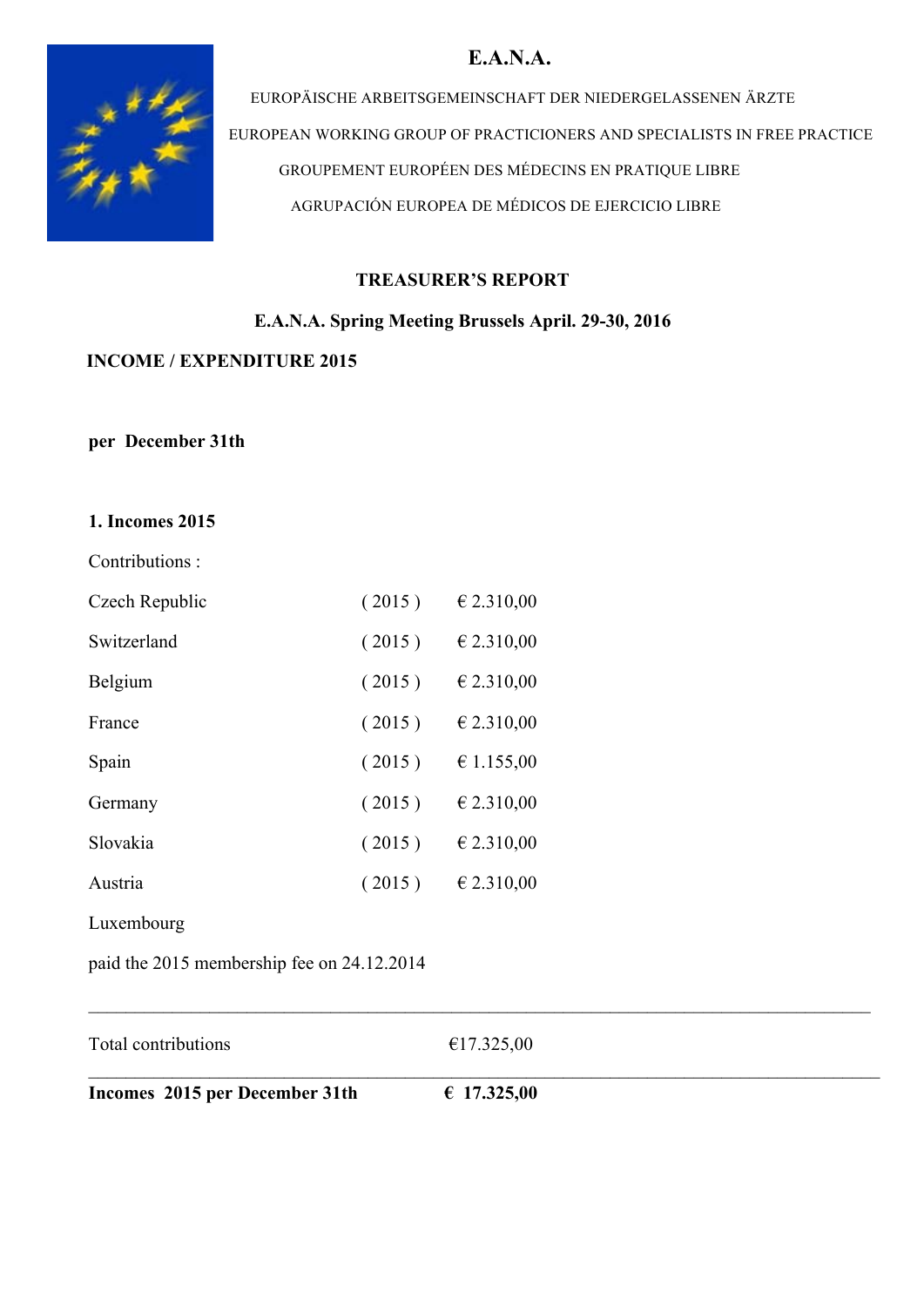# E.A.N.A.

EUROPÄISCHE ARBEITSGEMEINSCHAFT DER NIEDERGELASSENEN ÄRZTE

EUROPEAN WORKING GROUP OF PRACTICIONERS AND SPECIALISTS IN FREE PRACTICE

GROUPEMENT EUROPÉEN DES MÉDECINS EN PRATIQUE LIBRE

AGRUPACIÓN EUROPEA DE MÉDICOS DE EJERCICIO LIBRE

## TREASURER'S REPORT

### E.A.N.A. Spring Meeting Brussels April. 29-30, 2016

**INCOME / EXPENDITURE 2015**

**per December 31th**

**1. Incomes 2015**

Contributions :

| | | |
|---|---|---|
| Czech Republic | ( 2015 ) | € 2.310,00 |
| Switzerland | ( 2015 ) | € 2.310,00 |
| Belgium | ( 2015 ) | € 2.310,00 |
| France | ( 2015 ) | € 2.310,00 |
| Spain | ( 2015 ) | € 1.155,00 |
| Germany | ( 2015 ) | € 2.310,00 |
| Slovakia | ( 2015 ) | € 2.310,00 |
| Austria | ( 2015 ) | € 2.310,00 |

Luxembourg

paid the 2015 membership fee on 24.12.2014

| | |
|---|---|
| Total contributions | €17.325,00 |
| **Incomes 2015 per December 31th** | **€ 17.325,00** |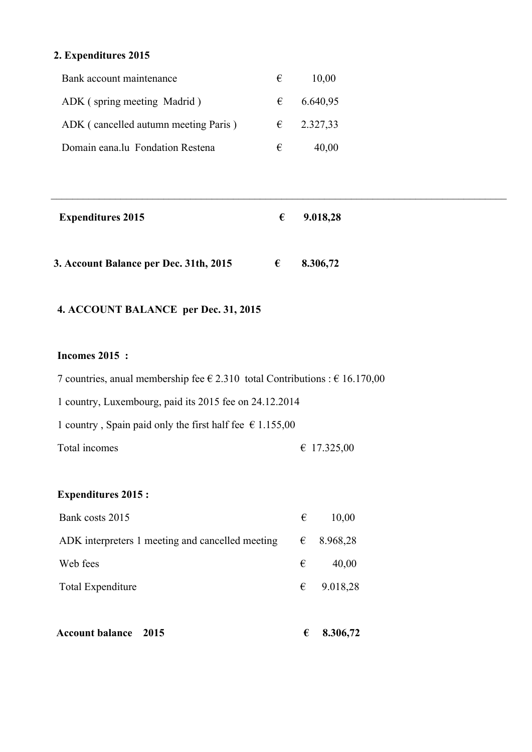## 2. Expenditures 2015

| | | |
|---|---|---|
| Bank account maintenance | € | 10,00 |
| ADK ( spring meeting Madrid ) | € | 6.640,95 |
| ADK ( cancelled autumn meeting Paris ) | € | 2.327,33 |
| Domain eana.lu Fondation Restena | € | 40,00 |

---

| | | |
|---|---|---|
| **Expenditures 2015** | **€** | **9.018,28** |

**3. Account Balance per Dec. 31th, 2015 € 8.306,72**

## 4. ACCOUNT BALANCE per Dec. 31, 2015

**Incomes 2015 :**

7 countries, anual membership fee € 2.310 total Contributions : € 16.170,00

1 country, Luxembourg, paid its 2015 fee on 24.12.2014

1 country , Spain paid only the first half fee € 1.155,00

Total incomes € 17.325,00

**Expenditures 2015 :**

| | | |
|---|---|---|
| Bank costs 2015 | € | 10,00 |
| ADK interpreters 1 meeting and cancelled meeting | € | 8.968,28 |
| Web fees | € | 40,00 |
| Total Expenditure | € | 9.018,28 |

**Account balance 2015 € 8.306,72**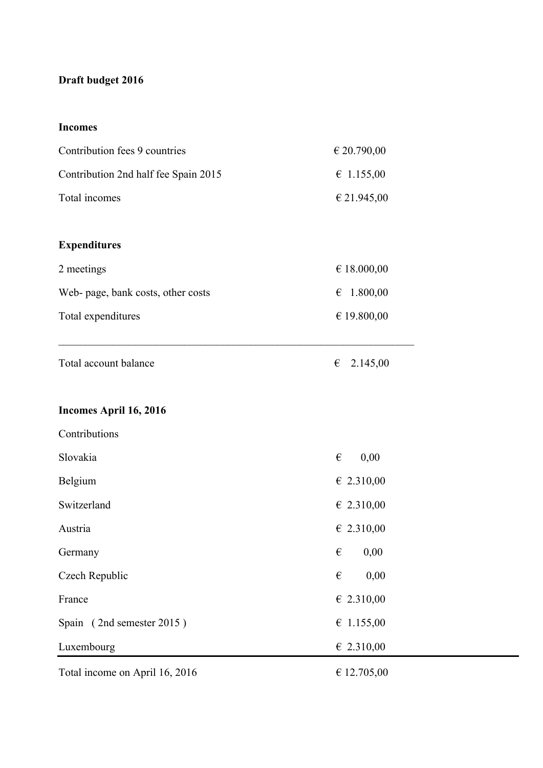**Draft budget 2016**

**Incomes**

| | |
|---|---|
| Contribution fees 9 countries | € 20.790,00 |
| Contribution 2nd half fee Spain 2015 | € 1.155,00 |
| Total incomes | € 21.945,00 |

**Expenditures**

| | |
|---|---|
| 2 meetings | € 18.000,00 |
| Web- page, bank costs, other costs | € 1.800,00 |
| Total expenditures | € 19.800,00 |

---

| | |
|---|---|
| Total account balance | € 2.145,00 |

**Incomes April 16, 2016**

Contributions

| | |
|---|---|
| Slovakia | € 0,00 |
| Belgium | € 2.310,00 |
| Switzerland | € 2.310,00 |
| Austria | € 2.310,00 |
| Germany | € 0,00 |
| Czech Republic | € 0,00 |
| France | € 2.310,00 |
| Spain ( 2nd semester 2015 ) | € 1.155,00 |
| Luxembourg | € 2.310,00 |
| Total income on April 16, 2016 | € 12.705,00 |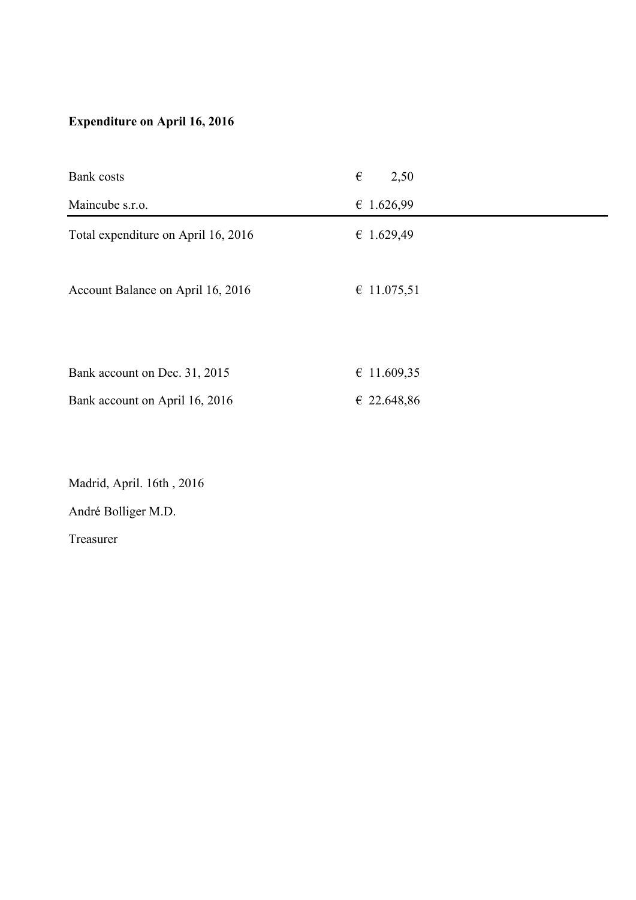**Expenditure on April 16, 2016**

| | |
|---|---|
| Bank costs | € 2,50 |
| Maincube s.r.o. | € 1.626,99 |
| Total expenditure on April 16, 2016 | € 1.629,49 |
| | |
| Account Balance on April 16, 2016 | € 11.075,51 |
| | |
| Bank account on Dec. 31, 2015 | € 11.609,35 |
| Bank account on April 16, 2016 | € 22.648,86 |

Madrid, April. 16th , 2016

André Bolliger M.D.

Treasurer